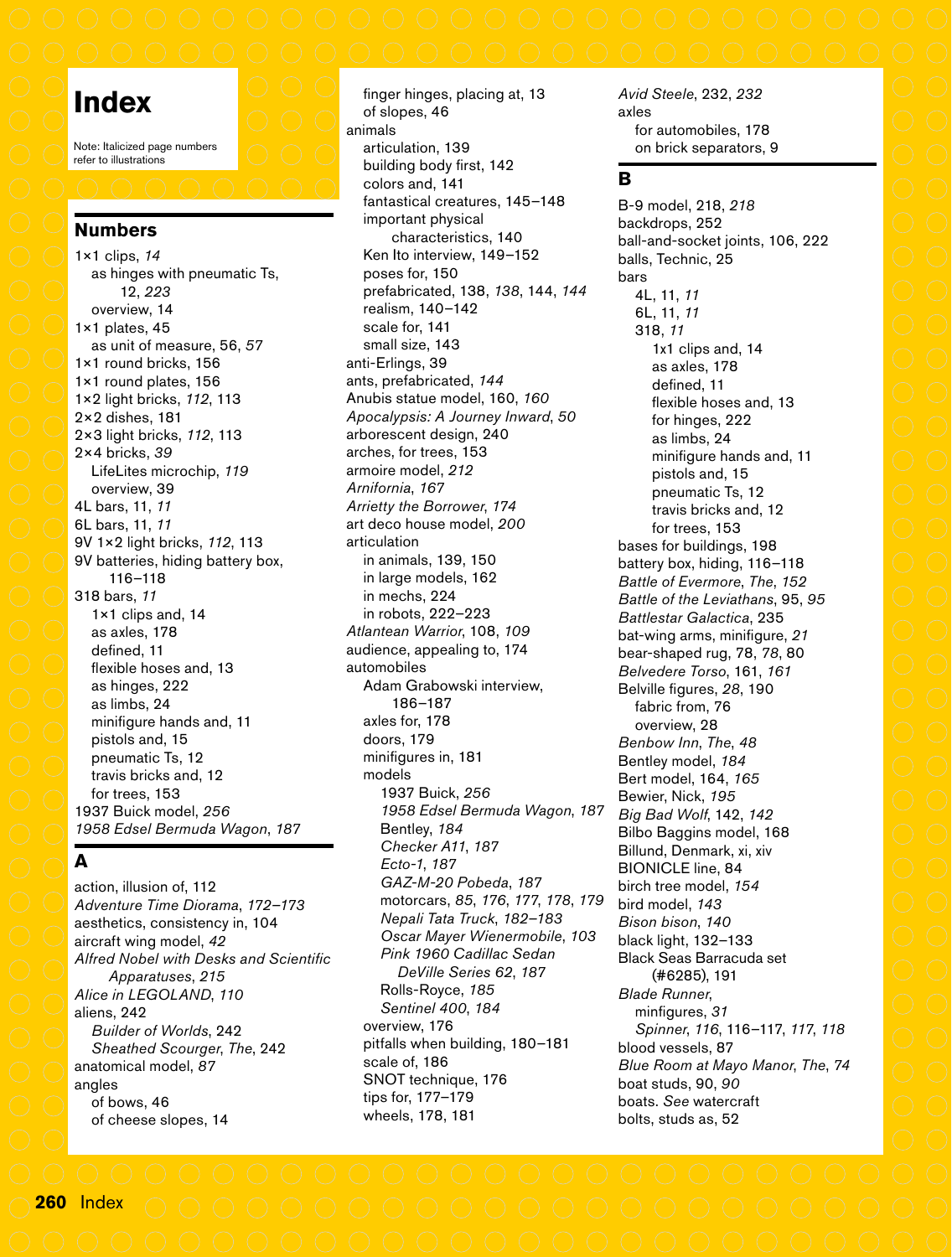# Index

Note: Italicized page numbers refer to illustrations

## Numbers

1×1 clips, *14*
- as hinges with pneumatic Ts, 12, *223*
- overview, 14

1×1 plates, 45
- as unit of measure, 56, *57*

1×1 round bricks, 156
1×1 round plates, 156
1×2 light bricks, *112*, 113
2×2 dishes, 181
2×3 light bricks, *112*, 113
2×4 bricks, *39*
- LifeLites microchip, *119*
- overview, 39

4L bars, 11, *11*
6L bars, 11, *11*
9V 1×2 light bricks, *112*, 113
9V batteries, hiding battery box, 116–118
318 bars, *11*
- 1×1 clips and, 14
- as axles, 178
- defined, 11
- flexible hoses and, 13
- as hinges, 222
- as limbs, 24
- minifigure hands and, 11
- pistols and, 15
- pneumatic Ts, 12
- travis bricks and, 12
- for trees, 153

1937 Buick model, *256*
*1958 Edsel Bermuda Wagon*, *187*

## A

action, illusion of, 112
*Adventure Time Diorama*, *172–173*
aesthetics, consistency in, 104
aircraft wing model, *42*
*Alfred Nobel with Desks and Scientific Apparatuses*, *215*
*Alice in LEGOLAND*, *110*
aliens, 242
- *Builder of Worlds*, 242
- *Sheathed Scourger*, *The*, 242

anatomical model, *87*
angles
- of bows, 46
- of cheese slopes, 14
- finger hinges, placing at, 13
- of slopes, 46

animals
- articulation, 139
- building body first, 142
- colors and, 141
- fantastical creatures, 145–148
- important physical characteristics, 140
- Ken Ito interview, 149–152
- poses for, 150
- prefabricated, 138, *138*, 144, *144*
- realism, 140–142
- scale for, 141
- small size, 143

anti-Erlings, 39
ants, prefabricated, *144*
Anubis statue model, 160, *160*
*Apocalypsis: A Journey Inward*, *50*
arborescent design, 240
arches, for trees, 153
armoire model, *212*
*Arnifornia*, *167*
*Arrietty the Borrower*, *174*
art deco house model, *200*
articulation
- in animals, 139, 150
- in large models, 162
- in mechs, 224
- in robots, 222–223

*Atlantean Warrior*, 108, *109*
audience, appealing to, 174
automobiles
- Adam Grabowski interview, 186–187
- axles for, 178
- doors, 179
- minifigures in, 181
- models
  - 1937 Buick, *256*
  - *1958 Edsel Bermuda Wagon*, *187*
  - Bentley, *184*
  - *Checker A11*, *187*
  - *Ecto-1*, *187*
  - *GAZ-M-20 Pobeda*, *187*
  - motorcars, *85*, *176*, *177*, *178*, *179*
  - *Nepali Tata Truck*, *182–183*
  - *Oscar Mayer Wienermobile*, *103*
  - *Pink 1960 Cadillac Sedan DeVille Series 62*, *187*
  - Rolls-Royce, *185*
  - *Sentinel 400*, *184*
- overview, 176
- pitfalls when building, 180–181
- scale of, 186
- SNOT technique, 176
- tips for, 177–179
- wheels, 178, 181

*Avid Steele*, 232, *232*
axles
- for automobiles, 178
- on brick separators, 9

## B

B-9 model, 218, *218*
backdrops, 252
ball-and-socket joints, 106, 222
balls, Technic, 25
bars
- 4L, 11, *11*
- 6L, 11, *11*
- 318, *11*
  - 1x1 clips and, 14
  - as axles, 178
  - defined, 11
  - flexible hoses and, 13
  - for hinges, 222
  - as limbs, 24
  - minifigure hands and, 11
  - pistols and, 15
  - pneumatic Ts, 12
  - travis bricks and, 12
  - for trees, 153

bases for buildings, 198
battery box, hiding, 116–118
*Battle of Evermore*, *The*, *152*
*Battle of the Leviathans*, 95, *95*
*Battlestar Galactica*, 235
bat-wing arms, minifigure, *21*
bear-shaped rug, 78, *78*, 80
*Belvedere Torso*, 161, *161*
Belville figures, *28*, 190
- fabric from, 76
- overview, 28

*Benbow Inn*, *The*, *48*
Bentley model, *184*
Bert model, 164, *165*
Bewier, Nick, *195*
*Big Bad Wolf*, 142, *142*
Bilbo Baggins model, 168
Billund, Denmark, xi, xiv
BIONICLE line, 84
birch tree model, *154*
bird model, *143*
*Bison bison*, *140*
black light, 132–133
Black Seas Barracuda set (#6285), 191
*Blade Runner*,
- minfigures, *31*
- *Spinner*, *116*, 116–117, *117*, *118*

blood vessels, 87
*Blue Room at Mayo Manor*, *The*, *74*
boat studs, 90, *90*
boats. *See* watercraft
bolts, studs as, 52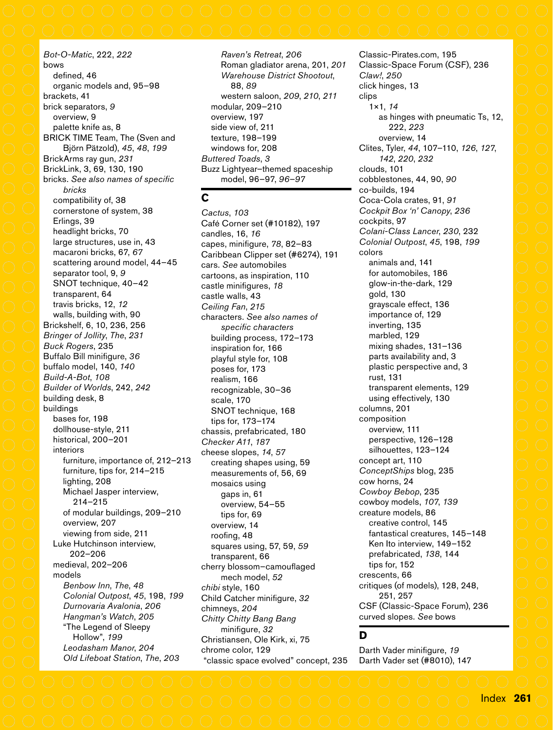*Bot-O-Matic*, 222, *222*
bows
  defined, 46
  organic models and, 95–98
brackets, 41
brick separators, *9*
  overview, 9
  palette knife as, 8
BRICK TIME Team, The (Sven and Björn Pätzold), *45*, *48*, *199*
BrickArms ray gun, *231*
BrickLink, 3, 69, 130, 190
bricks. *See also names of specific bricks*
  compatibility of, 38
  cornerstone of system, 38
  Erlings, 39
  headlight bricks, 70
  large structures, use in, 43
  macaroni bricks, 67, *67*
  scattering around model, 44–45
  separator tool, 9, *9*
  SNOT technique, 40–42
  transparent, 64
  travis bricks, 12, *12*
  walls, building with, 90
Brickshelf, 6, 10, 236, 256
*Bringer of Jollity*, *The*, *231*
*Buck Rogers*, 235
Buffalo Bill minifigure, *36*
buffalo model, 140, *140*
*Build-A-Bot*, *108*
*Builder of Worlds*, 242, *242*
building desk, 8
buildings
  bases for, 198
  dollhouse-style, 211
  historical, 200–201
  interiors
    furniture, importance of, 212–213
    furniture, tips for, 214–215
    lighting, 208
    Michael Jasper interview, 214–215
    of modular buildings, 209–210
    overview, 207
    viewing from side, 211
  Luke Hutchinson interview, 202–206
  medieval, 202–206
  models
    *Benbow Inn*, *The*, *48*
    *Colonial Outpost*, *45*, 198, *199*
    *Durnovaria Avalonia*, *206*
    *Hangman's Watch*, *205*
    "The Legend of Sleepy Hollow", *199*
    *Leodasham Manor*, *204*
    *Old Lifeboat Station*, *The*, *203*
    *Raven's Retreat*, *206*
    Roman gladiator arena, 201, *201*
    *Warehouse District Shootout*, 88, *89*
    western saloon, *209*, *210*, *211*
  modular, 209–210
  overview, 197
  side view of, 211
  texture, 198–199
  windows for, 208
*Buttered Toads*, *3*
Buzz Lightyear–themed spaceship model, 96–97, *96–97*

## C

*Cactus*, *103*
Café Corner set (#10182), 197
candles, 16, *16*
capes, minifigure, *78*, 82–83
Caribbean Clipper set (#6274), 191
cars. *See* automobiles
cartoons, as inspiration, 110
castle minifigures, *18*
castle walls, 43
*Ceiling Fan*, *215*
characters. *See also names of specific characters*
  building process, 172–173
  inspiration for, 166
  playful style for, 108
  poses for, 173
  realism, 166
  recognizable, 30–36
  scale, 170
  SNOT technique, 168
  tips for, 173–174
chassis, prefabricated, 180
*Checker A11*, *187*
cheese slopes, *14*, *57*
  creating shapes using, 59
  measurements of, 56, 69
  mosaics using
    gaps in, 61
    overview, 54–55
    tips for, 69
  overview, 14
  roofing, 48
  squares using, 57, 59, *59*
  transparent, 66
cherry blossom–camouflaged mech model, *52*
*chibi* style, 160
Child Catcher minifigure, *32*
chimneys, *204*
*Chitty Chitty Bang Bang* minifigure, *32*
Christiansen, Ole Kirk, xi, 75
chrome color, 129
"classic space evolved" concept, 235
Classic-Pirates.com, 195
Classic-Space Forum (CSF), 236
*Claw!*, *250*
click hinges, 13
clips
  1×1, *14*
    as hinges with pneumatic Ts, 12, 222, *223*
    overview, 14
Clites, Tyler, *44*, 107–110, *126*, *127*, *142*, *220*, *232*
clouds, 101
cobblestones, 44, 90, *90*
co-builds, 194
Coca-Cola crates, 91, *91*
*Cockpit Box 'n' Canopy*, *236*
cockpits, 97
*Colani-Class Lancer*, *230*, 232
*Colonial Outpost*, *45*, 198, *199*
colors
  animals and, 141
  for automobiles, 186
  glow-in-the-dark, 129
  gold, 130
  grayscale effect, 136
  importance of, 129
  inverting, 135
  marbled, 129
  mixing shades, 131–136
  parts availability and, 3
  plastic perspective and, 3
  rust, 131
  transparent elements, 129
  using effectively, 130
columns, 201
composition
  overview, 111
  perspective, 126–128
  silhouettes, 123–124
concept art, 110
*ConceptShips* blog, 235
cow horns, 24
*Cowboy Bebop*, 235
cowboy models, *107*, *139*
creature models, 86
  creative control, 145
  fantastical creatures, 145–148
  Ken Ito interview, 149–152
  prefabricated, *138*, 144
  tips for, 152
crescents, 66
critiques (of models), 128, 248, 251, 257
CSF (Classic-Space Forum), 236
curved slopes. *See* bows

## D

Darth Vader minifigure, *19*
Darth Vader set (#8010), 147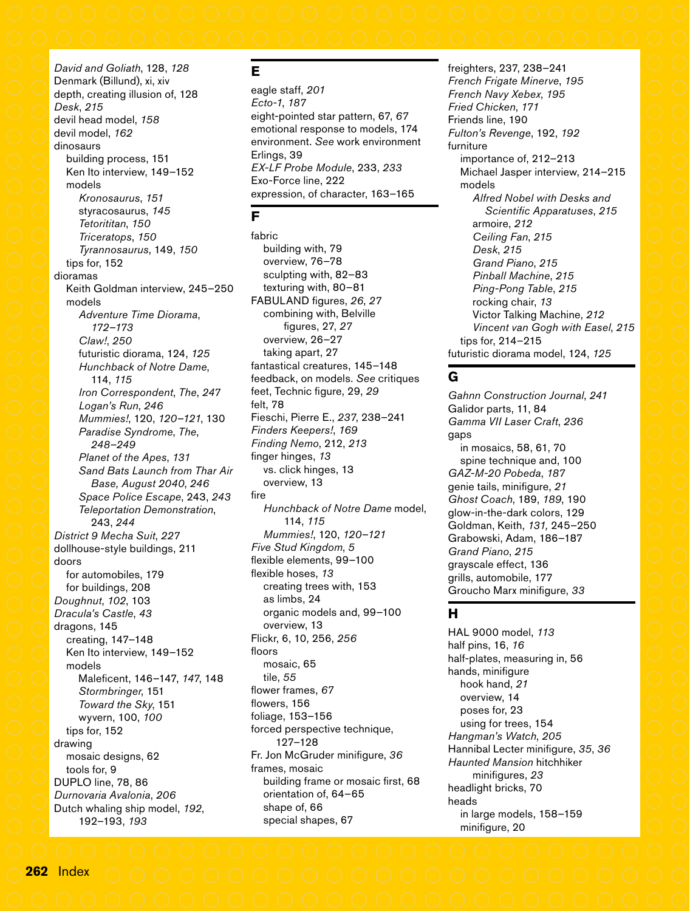*David and Goliath*, 128, *128*
Denmark (Billund), xi, xiv
depth, creating illusion of, 128
*Desk*, *215*
devil head model, *158*
devil model, *162*
dinosaurs
  building process, 151
  Ken Ito interview, 149–152
  models
    *Kronosaurus*, *151*
    styracosaurus, *145*
    *Tetoritital*, *150*
    *Triceratops*, *150*
    *Tyrannosaurus*, 149, *150*
  tips for, 152
dioramas
  Keith Goldman interview, 245–250
  models
    *Adventure Time Diorama*, *172–173*
    *Claw!*, *250*
    futuristic diorama, 124, *125*
    *Hunchback of Notre Dame*, 114, *115*
    *Iron Correspondent*, *The*, *247*
    *Logan's Run*, *246*
    *Mummies!*, 120, *120–121*, 130
    *Paradise Syndrome*, *The*, *248–249*
    *Planet of the Apes*, *131*
    *Sand Bats Launch from Thar Air Base, August 2040*, *246*
    *Space Police Escape*, 243, *243*
    *Teleportation Demonstration*, 243, *244*
*District 9 Mecha Suit*, *227*
dollhouse-style buildings, 211
doors
  for automobiles, 179
  for buildings, 208
*Doughnut*, *102*, 103
*Dracula's Castle*, *43*
dragons, 145
  creating, 147–148
  Ken Ito interview, 149–152
  models
    Maleficent, 146–147, *147*, 148
    *Stormbringer*, 151
    *Toward the Sky*, 151
    wyvern, 100, *100*
  tips for, 152
drawing
  mosaic designs, 62
  tools for, 9
DUPLO line, 78, 86
*Durnovaria Avalonia*, *206*
Dutch whaling ship model, *192*, 192–193, *193*

## E

eagle staff, *201*
*Ecto-1*, *187*
eight-pointed star pattern, 67, *67*
emotional response to models, 174
environment. *See* work environment
Erlings, 39
*EX-LF Probe Module*, 233, *233*
Exo-Force line, 222
expression, of character, 163–165

## F

fabric
  building with, 79
  overview, 76–78
  sculpting with, 82–83
  texturing with, 80–81
FABULAND figures, *26*, *27*
  combining with, Belville figures, 27, *27*
  overview, 26–27
  taking apart, 27
fantastical creatures, 145–148
feedback, on models. *See* critiques
feet, Technic figure, 29, *29*
felt, 78
Fieschi, Pierre E., *237*, 238–241
*Finders Keepers!*, *169*
*Finding Nemo*, 212, *213*
finger hinges, *13*
  vs. click hinges, 13
  overview, 13
fire
  *Hunchback of Notre Dame* model, 114, *115*
  *Mummies!*, 120, *120–121*
*Five Stud Kingdom*, *5*
flexible elements, 99–100
flexible hoses, *13*
  creating trees with, 153
  as limbs, 24
  organic models and, 99–100
  overview, 13
Flickr, 6, 10, 256, *256*
floors
  mosaic, 65
  tile, *55*
flower frames, *67*
flowers, 156
foliage, 153–156
forced perspective technique, 127–128
Fr. Jon McGruder minifigure, *36*
frames, mosaic
  building frame or mosaic first, 68
  orientation of, 64–65
  shape of, 66
  special shapes, 67
freighters, 237, 238–241
*French Frigate Minerve*, *195*
*French Navy Xebex*, *195*
*Fried Chicken*, *171*
Friends line, 190
*Fulton's Revenge*, 192, *192*
furniture
  importance of, 212–213
  Michael Jasper interview, 214–215
  models
    *Alfred Nobel with Desks and Scientific Apparatuses*, *215*
    armoire, *212*
    *Ceiling Fan*, *215*
    *Desk*, *215*
    *Grand Piano*, *215*
    *Pinball Machine*, *215*
    *Ping-Pong Table*, *215*
    rocking chair, *13*
    Victor Talking Machine, *212*
    *Vincent van Gogh with Easel*, *215*
  tips for, 214–215
futuristic diorama model, 124, *125*

## G

*Gahnn Construction Journal*, *241*
Galidor parts, 11, 84
*Gamma VII Laser Craft*, *236*
gaps
  in mosaics, 58, 61, 70
  spine technique and, 100
*GAZ-M-20 Pobeda*, *187*
genie tails, minifigure, *21*
*Ghost Coach*, 189, *189*, 190
glow-in-the-dark colors, 129
Goldman, Keith, *131,* 245–250
Grabowski, Adam, 186–187
*Grand Piano*, *215*
grayscale effect, 136
grills, automobile, 177
Groucho Marx minifigure, *33*

## H

HAL 9000 model, *113*
half pins, 16, *16*
half-plates, measuring in, 56
hands, minifigure
  hook hand, *21*
  overview, 14
  poses for, 23
  using for trees, 154
*Hangman's Watch*, *205*
Hannibal Lecter minifigure, *35*, *36*
*Haunted Mansion* hitchhiker minifigures, *23*
headlight bricks, 70
heads
  in large models, 158–159
  minifigure, 20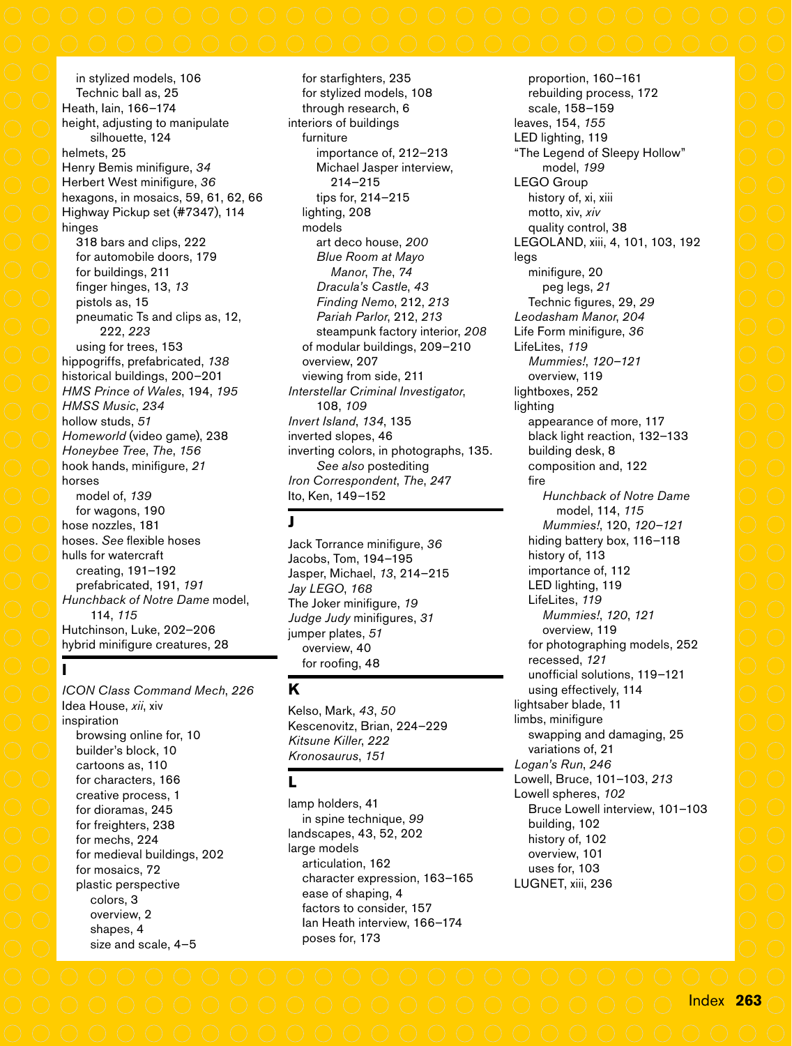- in stylized models, 106
- Technic ball as, 25

Heath, Iain, 166–174
height, adjusting to manipulate silhouette, 124
helmets, 25
Henry Bemis minifigure, *34*
Herbert West minifigure, *36*
hexagons, in mosaics, 59, 61, 62, 66
Highway Pickup set (#7347), 114
hinges
- 318 bars and clips, 222
- for automobile doors, 179
- for buildings, 211
- finger hinges, 13, *13*
- pistols as, 15
- pneumatic Ts and clips as, 12, 222, *223*
- using for trees, 153

hippogriffs, prefabricated, *138*
historical buildings, 200–201
*HMS Prince of Wales*, 194, *195*
*HMSS Music*, *234*
hollow studs, *51*
*Homeworld* (video game), 238
*Honeybee Tree*, *The*, *156*
hook hands, minifigure, *21*
horses
- model of, *139*
- for wagons, 190

hose nozzles, 181
hoses. *See* flexible hoses
hulls for watercraft
- creating, 191–192
- prefabricated, 191, *191*

*Hunchback of Notre Dame* model, 114, *115*
Hutchinson, Luke, 202–206
hybrid minifigure creatures, 28

## I

*ICON Class Command Mech*, *226*
Idea House, *xii*, xiv
inspiration
- browsing online for, 10
- builder's block, 10
- cartoons as, 110
- for characters, 166
- creative process, 1
- for dioramas, 245
- for freighters, 238
- for mechs, 224
- for medieval buildings, 202
- for mosaics, 72
- plastic perspective
  - colors, 3
  - overview, 2
  - shapes, 4
  - size and scale, 4–5
- for starfighters, 235
- for stylized models, 108
- through research, 6

interiors of buildings
- furniture
  - importance of, 212–213
  - Michael Jasper interview, 214–215
  - tips for, 214–215
- lighting, 208
- models
  - art deco house, *200*
  - *Blue Room at Mayo Manor*, *The*, *74*
  - *Dracula's Castle*, *43*
  - *Finding Nemo*, 212, *213*
  - *Pariah Parlor*, 212, *213*
  - steampunk factory interior, *208*
- of modular buildings, 209–210
- overview, 207
- viewing from side, 211

*Interstellar Criminal Investigator*, 108, *109*
*Invert Island*, *134*, 135
inverted slopes, 46
inverting colors, in photographs, 135. *See also* postediting
*Iron Correspondent*, *The*, *247*
Ito, Ken, 149–152

## J

Jack Torrance minifigure, *36*
Jacobs, Tom, 194–195
Jasper, Michael, *13*, 214–215
*Jay LEGO*, *168*
The Joker minifigure, *19*
*Judge Judy* minifigures, *31*
jumper plates, *51*
- overview, 40
- for roofing, 48

## K

Kelso, Mark, *43*, *50*
Kescenovitz, Brian, 224–229
*Kitsune Killer*, *222*
*Kronosaurus*, *151*

## L

lamp holders, 41
- in spine technique, *99*

landscapes, 43, 52, 202
large models
- articulation, 162
- character expression, 163–165
- ease of shaping, 4
- factors to consider, 157
- Ian Heath interview, 166–174
- poses for, 173
- proportion, 160–161
- rebuilding process, 172
- scale, 158–159

leaves, 154, *155*
LED lighting, 119
"The Legend of Sleepy Hollow" model, *199*
LEGO Group
- history of, xi, xiii
- motto, xiv, *xiv*
- quality control, 38

LEGOLAND, xiii, 4, 101, 103, 192
legs
- minifigure, 20
  - peg legs, *21*
- Technic figures, 29, *29*

*Leodasham Manor*, *204*
Life Form minifigure, *36*
LifeLites, *119*
- *Mummies!*, *120–121*
- overview, 119

lightboxes, 252
lighting
- appearance of more, 117
- black light reaction, 132–133
- building desk, 8
- composition and, 122
- fire
  - *Hunchback of Notre Dame* model, 114, *115*
  - *Mummies!*, 120, *120–121*
- hiding battery box, 116–118
- history of, 113
- importance of, 112
- LED lighting, 119
- LifeLites, *119*
  - *Mummies!*, *120*, *121*
  - overview, 119
- for photographing models, 252
- recessed, *121*
- unofficial solutions, 119–121
- using effectively, 114

lightsaber blade, 11
limbs, minifigure
- swapping and damaging, 25
- variations of, 21

*Logan's Run*, *246*
Lowell, Bruce, 101–103, *213*
Lowell spheres, *102*
- Bruce Lowell interview, 101–103
- building, 102
- history of, 102
- overview, 101
- uses for, 103

LUGNET, xiii, 236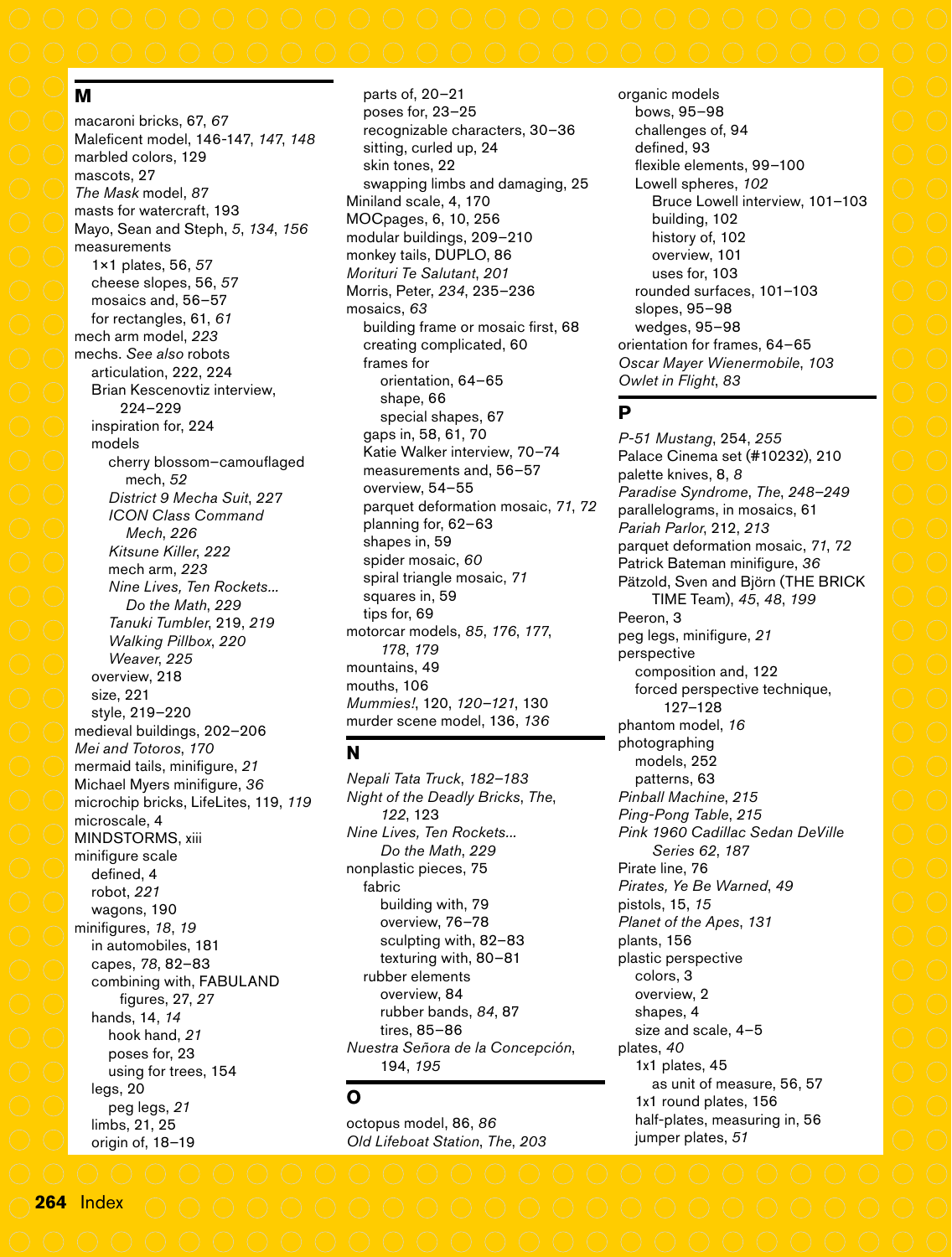## M

macaroni bricks, 67, *67*
Maleficent model, 146-147, *147*, *148*
marbled colors, 129
mascots, 27
*The Mask* model, *87*
masts for watercraft, 193
Mayo, Sean and Steph, *5*, *134*, *156*
measurements
- 1×1 plates, 56, *57*
- cheese slopes, 56, *57*
- mosaics and, 56–57
- for rectangles, 61, *61*

mech arm model, *223*
mechs. *See also* robots
- articulation, 222, 224
- Brian Kescenovtiz interview, 224–229
- inspiration for, 224
- models
  - cherry blossom–camouflaged mech, *52*
  - *District 9 Mecha Suit*, *227*
  - *ICON Class Command Mech*, *226*
  - *Kitsune Killer*, *222*
  - mech arm, *223*
  - *Nine Lives, Ten Rockets... Do the Math*, *229*
  - *Tanuki Tumbler*, 219, *219*
  - *Walking Pillbox*, *220*
  - *Weaver*, *225*
- overview, 218
- size, 221
- style, 219–220

medieval buildings, 202–206
*Mei and Totoros*, *170*
mermaid tails, minifigure, *21*
Michael Myers minifigure, *36*
microchip bricks, LifeLites, 119, *119*
microscale, 4
MINDSTORMS, xiii
minifigure scale
- defined, 4
- robot, *221*
- wagons, 190

minifigures, *18*, *19*
- in automobiles, 181
- capes, *78*, 82–83
- combining with, FABULAND figures, 27, *27*
- hands, 14, *14*
  - hook hand, *21*
  - poses for, 23
  - using for trees, 154
- legs, 20
  - peg legs, *21*
- limbs, 21, 25
- origin of, 18–19
- parts of, 20–21
- poses for, 23–25
- recognizable characters, 30–36
- sitting, curled up, 24
- skin tones, 22
- swapping limbs and damaging, 25

Miniland scale, 4, 170
MOCpages, 6, 10, 256
modular buildings, 209–210
monkey tails, DUPLO, 86
*Morituri Te Salutant*, *201*
Morris, Peter, *234*, 235–236
mosaics, *63*
- building frame or mosaic first, 68
- creating complicated, 60
- frames for
  - orientation, 64–65
  - shape, 66
  - special shapes, 67
- gaps in, 58, 61, 70
- Katie Walker interview, 70–74
- measurements and, 56–57
- overview, 54–55
- parquet deformation mosaic, *71*, *72*
- planning for, 62–63
- shapes in, 59
- spider mosaic, *60*
- spiral triangle mosaic, *71*
- squares in, 59
- tips for, 69

motorcar models, *85*, *176*, *177*, *178*, *179*
mountains, 49
mouths, 106
*Mummies!*, 120, *120–121*, 130
murder scene model, 136, *136*

## N

*Nepali Tata Truck*, *182–183*
*Night of the Deadly Bricks*, *The*, *122*, 123
*Nine Lives, Ten Rockets... Do the Math*, *229*
nonplastic pieces, 75
- fabric
  - building with, 79
  - overview, 76–78
  - sculpting with, 82–83
  - texturing with, 80–81
- rubber elements
  - overview, 84
  - rubber bands, *84*, 87
  - tires, 85–86

*Nuestra Señora de la Concepción*, 194, *195*

## O

octopus model, 86, *86*
*Old Lifeboat Station*, *The*, *203*
organic models
- bows, 95–98
- challenges of, 94
- defined, 93
- flexible elements, 99–100
- Lowell spheres, *102*
  - Bruce Lowell interview, 101–103
  - building, 102
  - history of, 102
  - overview, 101
  - uses for, 103
- rounded surfaces, 101–103
- slopes, 95–98
- wedges, 95–98

orientation for frames, 64–65
*Oscar Mayer Wienermobile*, *103*
*Owlet in Flight*, *83*

## P

*P-51 Mustang*, 254, *255*
Palace Cinema set (#10232), 210
palette knives, 8, *8*
*Paradise Syndrome*, *The*, *248–249*
parallelograms, in mosaics, 61
*Pariah Parlor*, 212, *213*
parquet deformation mosaic, *71*, *72*
Patrick Bateman minifigure, *36*
Pätzold, Sven and Björn (THE BRICK TIME Team), *45*, *48*, *199*
Peeron, 3
peg legs, minifigure, *21*
perspective
- composition and, 122
- forced perspective technique, 127–128

phantom model, *16*
photographing
- models, 252
- patterns, 63

*Pinball Machine*, *215*
*Ping-Pong Table*, *215*
*Pink 1960 Cadillac Sedan DeVille Series 62*, *187*
Pirate line, 76
*Pirates, Ye Be Warned*, *49*
pistols, 15, *15*
*Planet of the Apes*, *131*
plants, 156
plastic perspective
- colors, 3
- overview, 2
- shapes, 4
- size and scale, 4–5

plates, *40*
- 1x1 plates, 45
  - as unit of measure, 56, 57
- 1x1 round plates, 156
- half-plates, measuring in, 56
- jumper plates, *51*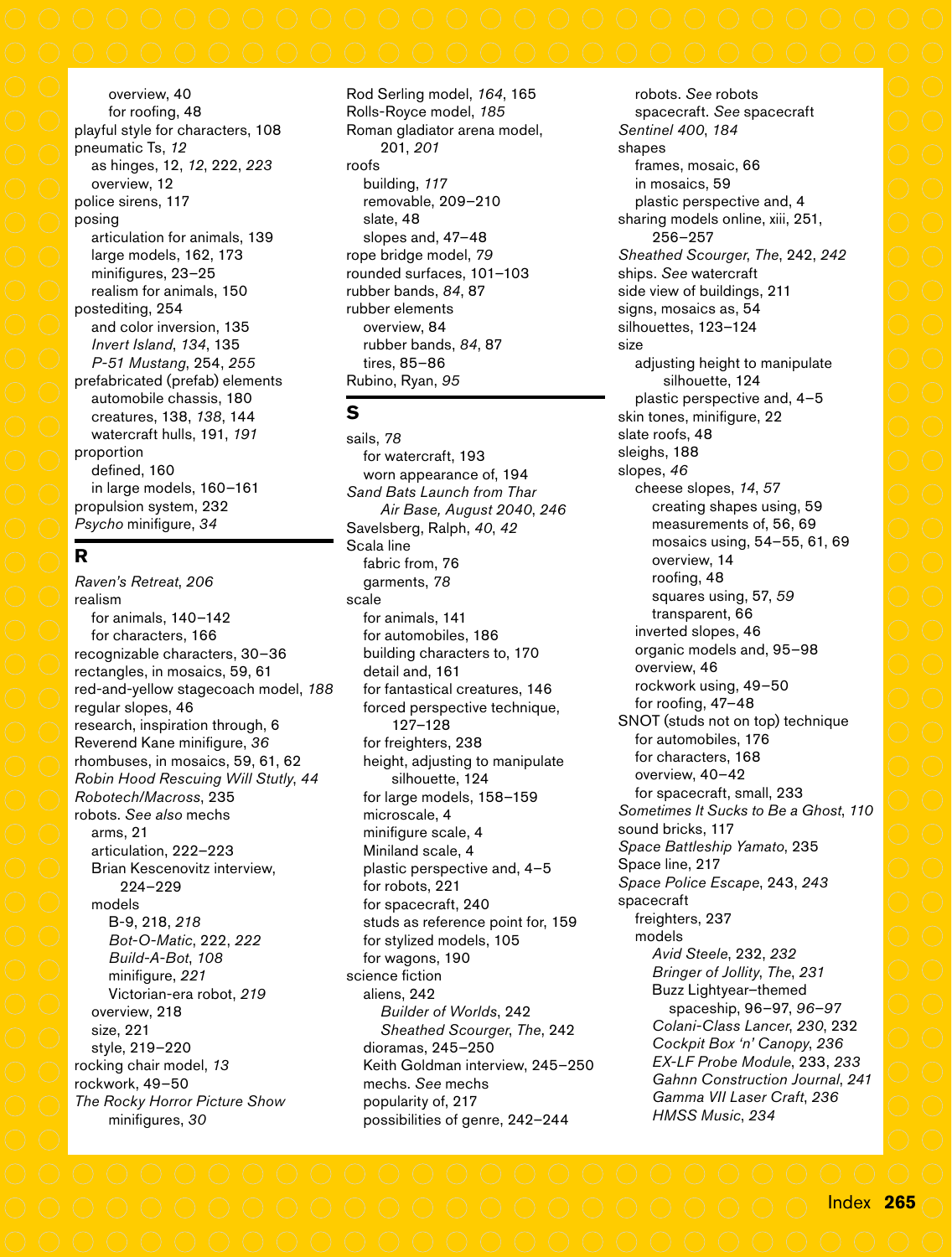overview, 40
for roofing, 48
playful style for characters, 108
pneumatic Ts, *12*
as hinges, 12, *12*, 222, *223*
overview, 12
police sirens, 117
posing
articulation for animals, 139
large models, 162, 173
minifigures, 23–25
realism for animals, 150
postediting, 254
and color inversion, 135
*Invert Island*, *134*, 135
*P-51 Mustang*, 254, *255*
prefabricated (prefab) elements
automobile chassis, 180
creatures, 138, *138*, 144
watercraft hulls, 191, *191*
proportion
defined, 160
in large models, 160–161
propulsion system, 232
*Psycho* minifigure, *34*

## R

*Raven's Retreat*, *206*
realism
for animals, 140–142
for characters, 166
recognizable characters, 30–36
rectangles, in mosaics, 59, 61
red-and-yellow stagecoach model, *188*
regular slopes, 46
research, inspiration through, 6
Reverend Kane minifigure, *36*
rhombuses, in mosaics, 59, 61, 62
*Robin Hood Rescuing Will Stutly*, *44*
*Robotech/Macross*, 235
robots. *See also* mechs
arms, 21
articulation, 222–223
Brian Kescenovitz interview, 224–229
models
B-9, 218, *218*
*Bot-O-Matic*, 222, *222*
*Build-A-Bot*, *108*
minifigure, *221*
Victorian-era robot, *219*
overview, 218
size, 221
style, 219–220
rocking chair model, *13*
rockwork, 49–50
*The Rocky Horror Picture Show* minifigures, *30*
Rod Serling model, *164*, 165
Rolls-Royce model, *185*
Roman gladiator arena model, 201, *201*
roofs
building, *117*
removable, 209–210
slate, 48
slopes and, 47–48
rope bridge model, *79*
rounded surfaces, 101–103
rubber bands, *84*, 87
rubber elements
overview, 84
rubber bands, *84*, 87
tires, 85–86
Rubino, Ryan, *95*

## S

sails, *78*
for watercraft, 193
worn appearance of, 194
*Sand Bats Launch from Thar Air Base, August 2040*, *246*
Savelsberg, Ralph, *40*, *42*
Scala line
fabric from, 76
garments, *78*
scale
for animals, 141
for automobiles, 186
building characters to, 170
detail and, 161
for fantastical creatures, 146
forced perspective technique, 127–128
for freighters, 238
height, adjusting to manipulate silhouette, 124
for large models, 158–159
microscale, 4
minifigure scale, 4
Miniland scale, 4
plastic perspective and, 4–5
for robots, 221
for spacecraft, 240
studs as reference point for, 159
for stylized models, 105
for wagons, 190
science fiction
aliens, 242
*Builder of Worlds*, 242
*Sheathed Scourger, The*, 242
dioramas, 245–250
Keith Goldman interview, 245–250
mechs. *See* mechs
popularity of, 217
possibilities of genre, 242–244
robots. *See* robots
spacecraft. *See* spacecraft
*Sentinel 400*, *184*
shapes
frames, mosaic, 66
in mosaics, 59
plastic perspective and, 4
sharing models online, xiii, 251, 256–257
*Sheathed Scourger, The*, 242, *242*
ships. *See* watercraft
side view of buildings, 211
signs, mosaics as, 54
silhouettes, 123–124
size
adjusting height to manipulate silhouette, 124
plastic perspective and, 4–5
skin tones, minifigure, 22
slate roofs, 48
sleighs, 188
slopes, *46*
cheese slopes, *14*, *57*
creating shapes using, 59
measurements of, 56, 69
mosaics using, 54–55, 61, 69
overview, 14
roofing, 48
squares using, 57, *59*
transparent, 66
inverted slopes, 46
organic models and, 95–98
overview, 46
rockwork using, 49–50
for roofing, 47–48
SNOT (studs not on top) technique
for automobiles, 176
for characters, 168
overview, 40–42
for spacecraft, small, 233
*Sometimes It Sucks to Be a Ghost*, *110*
sound bricks, 117
*Space Battleship Yamato*, 235
Space line, 217
*Space Police Escape*, 243, *243*
spacecraft
freighters, 237
models
*Avid Steele*, 232, *232*
*Bringer of Jollity, The*, *231*
Buzz Lightyear–themed spaceship, 96–97, *96–97*
*Colani-Class Lancer*, *230*, 232
*Cockpit Box 'n' Canopy*, *236*
*EX-LF Probe Module*, 233, *233*
*Gahnn Construction Journal*, *241*
*Gamma VII Laser Craft*, *236*
*HMSS Music*, *234*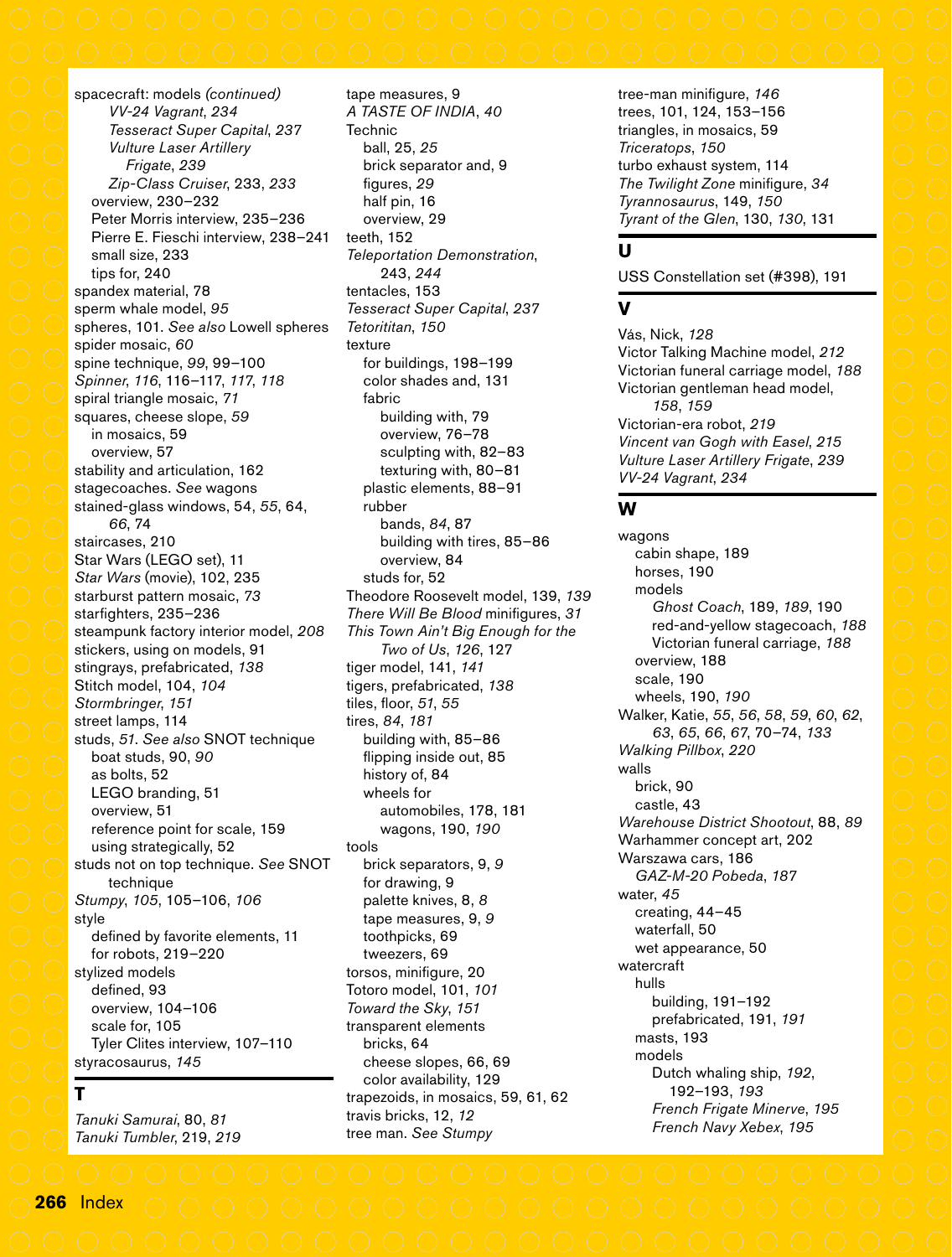spacecraft: models *(continued)*
- *VV-24 Vagrant*, *234*
- *Tesseract Super Capital*, *237*
- *Vulture Laser Artillery Frigate*, *239*
- *Zip-Class Cruiser*, 233, *233*

- overview, 230–232
- Peter Morris interview, 235–236
- Pierre E. Fieschi interview, 238–241
- small size, 233
- tips for, 240

spandex material, 78
sperm whale model, *95*
spheres, 101. *See also* Lowell spheres
spider mosaic, *60*
spine technique, *99*, 99–100
*Spinner*, *116*, 116–117, *117*, *118*
spiral triangle mosaic, *71*
squares, cheese slope, *59*
- in mosaics, 59
- overview, 57

stability and articulation, 162
stagecoaches. *See* wagons
stained-glass windows, 54, *55*, 64, *66*, 74
staircases, 210
Star Wars (LEGO set), 11
*Star Wars* (movie), 102, 235
starburst pattern mosaic, *73*
starfighters, 235–236
steampunk factory interior model, *208*
stickers, using on models, 91
stingrays, prefabricated, *138*
Stitch model, 104, *104*
*Stormbringer*, *151*
street lamps, 114
studs, *51*. *See also* SNOT technique
- boat studs, 90, *90*
- as bolts, 52
- LEGO branding, 51
- overview, 51
- reference point for scale, 159
- using strategically, 52

studs not on top technique. *See* SNOT technique
*Stumpy*, *105*, 105–106, *106*
style
- defined by favorite elements, 11
- for robots, 219–220

stylized models
- defined, 93
- overview, 104–106
- scale for, 105
- Tyler Clites interview, 107–110

styracosaurus, *145*

## T

*Tanuki Samurai*, 80, *81*
*Tanuki Tumbler*, 219, *219*
tape measures, 9
*A TASTE OF INDIA*, *40*
Technic
- ball, 25, *25*
- brick separator and, 9
- figures, *29*
- half pin, 16
- overview, 29

teeth, 152
*Teleportation Demonstration*, 243, *244*
tentacles, 153
*Tesseract Super Capital*, *237*
*Tetorititan*, *150*
texture
- for buildings, 198–199
- color shades and, 131
- fabric
  - building with, 79
  - overview, 76–78
  - sculpting with, 82–83
  - texturing with, 80–81
- plastic elements, 88–91
- rubber
  - bands, *84*, 87
  - building with tires, 85–86
  - overview, 84
- studs for, 52

Theodore Roosevelt model, 139, *139*
*There Will Be Blood* minifigures, *31*
*This Town Ain't Big Enough for the Two of Us*, *126*, 127
tiger model, 141, *141*
tigers, prefabricated, *138*
tiles, floor, *51*, *55*
tires, *84*, *181*
- building with, 85–86
- flipping inside out, 85
- history of, 84
- wheels for
  - automobiles, 178, 181
  - wagons, 190, *190*

tools
- brick separators, 9, *9*
- for drawing, 9
- palette knives, 8, *8*
- tape measures, 9, *9*
- toothpicks, 69
- tweezers, 69

torsos, minifigure, 20
Totoro model, 101, *101*
*Toward the Sky*, *151*
transparent elements
- bricks, 64
- cheese slopes, 66, 69
- color availability, 129

trapezoids, in mosaics, 59, 61, 62
travis bricks, 12, *12*
tree man. *See Stumpy*
tree-man minifigure, *146*
trees, 101, 124, 153–156
triangles, in mosaics, 59
*Triceratops*, *150*
turbo exhaust system, 114
*The Twilight Zone* minifigure, *34*
*Tyrannosaurus*, 149, *150*
*Tyrant of the Glen*, 130, *130*, 131

## U

USS Constellation set (#398), 191

## V

Vás, Nick, *128*
Victor Talking Machine model, *212*
Victorian funeral carriage model, *188*
Victorian gentleman head model, *158*, *159*
Victorian-era robot, *219*
*Vincent van Gogh with Easel*, *215*
*Vulture Laser Artillery Frigate*, *239*
*VV-24 Vagrant*, *234*

## W

wagons
- cabin shape, 189
- horses, 190
- models
  - *Ghost Coach*, 189, *189*, 190
  - red-and-yellow stagecoach, *188*
  - Victorian funeral carriage, *188*
- overview, 188
- scale, 190
- wheels, 190, *190*

Walker, Katie, *55*, *56*, *58*, *59*, *60*, *62*, *63*, *65*, *66*, *67*, 70–74, *133*
*Walking Pillbox*, *220*
walls
- brick, 90
- castle, 43

*Warehouse District Shootout*, 88, *89*
Warhammer concept art, 202
Warszawa cars, 186
- *GAZ-M-20 Pobeda*, *187*

water, *45*
- creating, 44–45
- waterfall, 50
- wet appearance, 50

watercraft
- hulls
  - building, 191–192
  - prefabricated, 191, *191*
- masts, 193
- models
  - Dutch whaling ship, *192*, 192–193, *193*
  - *French Frigate Minerve*, *195*
  - *French Navy Xebex*, *195*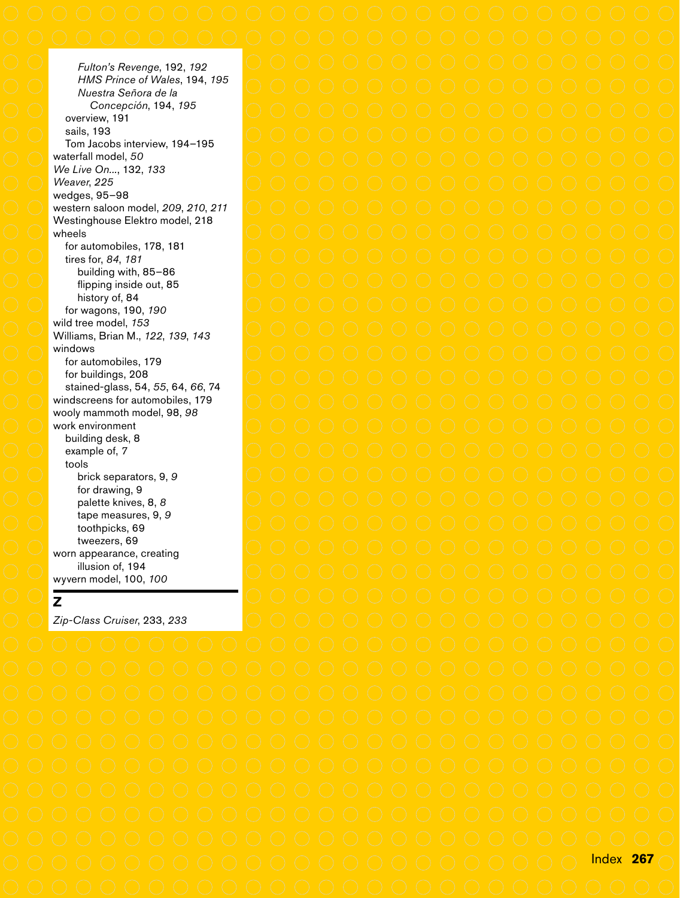*Fulton's Revenge*, 192, *192*
*HMS Prince of Wales*, 194, *195*
*Nuestra Señora de la Concepción*, 194, *195*
overview, 191
sails, 193
Tom Jacobs interview, 194–195
waterfall model, *50*
*We Live On...*, 132, *133*
*Weaver*, *225*
wedges, 95–98
western saloon model, *209*, *210*, *211*
Westinghouse Elektro model, 218
wheels
for automobiles, 178, 181
tires for, *84*, *181*
building with, 85–86
flipping inside out, 85
history of, 84
for wagons, 190, *190*
wild tree model, *153*
Williams, Brian M., *122*, *139*, *143*
windows
for automobiles, 179
for buildings, 208
stained-glass, 54, *55*, 64, *66*, 74
windscreens for automobiles, 179
wooly mammoth model, 98, *98*
work environment
building desk, 8
example of, 7
tools
brick separators, 9, *9*
for drawing, 9
palette knives, 8, *8*
tape measures, 9, *9*
toothpicks, 69
tweezers, 69
worn appearance, creating illusion of, 194
wyvern model, 100, *100*

## Z

*Zip-Class Cruiser*, 233, *233*